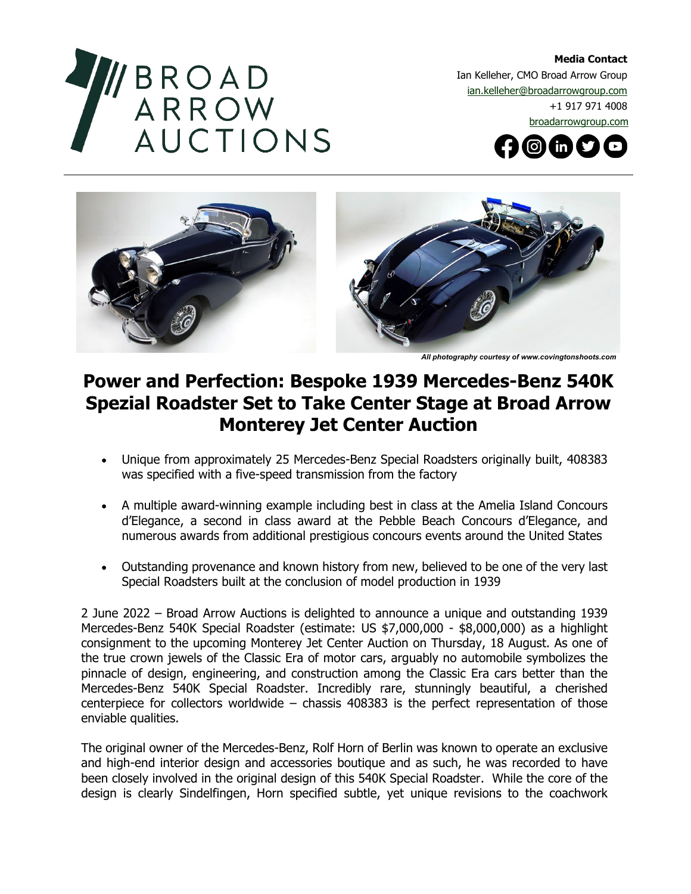**Media Contact**
Ian Kelleher, CMO Broad Arrow Group
ian.kelleher@broadarrowgroup.com
+1 917 971 4008
broadarrowgroup.com

*All photography courtesy of www.covingtonshoots.com*

# Power and Perfection: Bespoke 1939 Mercedes-Benz 540K Spezial Roadster Set to Take Center Stage at Broad Arrow Monterey Jet Center Auction

- Unique from approximately 25 Mercedes-Benz Special Roadsters originally built, 408383 was specified with a five-speed transmission from the factory
- A multiple award-winning example including best in class at the Amelia Island Concours d'Elegance, a second in class award at the Pebble Beach Concours d'Elegance, and numerous awards from additional prestigious concours events around the United States
- Outstanding provenance and known history from new, believed to be one of the very last Special Roadsters built at the conclusion of model production in 1939

2 June 2022 – Broad Arrow Auctions is delighted to announce a unique and outstanding 1939 Mercedes-Benz 540K Special Roadster (estimate: US $7,000,000 - $8,000,000) as a highlight consignment to the upcoming Monterey Jet Center Auction on Thursday, 18 August. As one of the true crown jewels of the Classic Era of motor cars, arguably no automobile symbolizes the pinnacle of design, engineering, and construction among the Classic Era cars better than the Mercedes-Benz 540K Special Roadster. Incredibly rare, stunningly beautiful, a cherished centerpiece for collectors worldwide – chassis 408383 is the perfect representation of those enviable qualities.

The original owner of the Mercedes-Benz, Rolf Horn of Berlin was known to operate an exclusive and high-end interior design and accessories boutique and as such, he was recorded to have been closely involved in the original design of this 540K Special Roadster. While the core of the design is clearly Sindelfingen, Horn specified subtle, yet unique revisions to the coachwork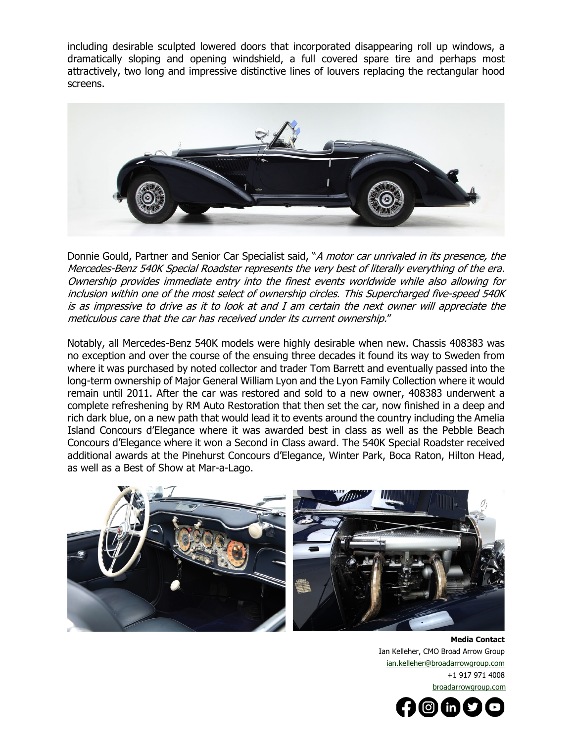including desirable sculpted lowered doors that incorporated disappearing roll up windows, a dramatically sloping and opening windshield, a full covered spare tire and perhaps most attractively, two long and impressive distinctive lines of louvers replacing the rectangular hood screens.

Donnie Gould, Partner and Senior Car Specialist said, "*A motor car unrivaled in its presence, the Mercedes-Benz 540K Special Roadster represents the very best of literally everything of the era. Ownership provides immediate entry into the finest events worldwide while also allowing for inclusion within one of the most select of ownership circles. This Supercharged five-speed 540K is as impressive to drive as it to look at and I am certain the next owner will appreciate the meticulous care that the car has received under its current ownership.*"

Notably, all Mercedes-Benz 540K models were highly desirable when new. Chassis 408383 was no exception and over the course of the ensuing three decades it found its way to Sweden from where it was purchased by noted collector and trader Tom Barrett and eventually passed into the long-term ownership of Major General William Lyon and the Lyon Family Collection where it would remain until 2011. After the car was restored and sold to a new owner, 408383 underwent a complete refreshening by RM Auto Restoration that then set the car, now finished in a deep and rich dark blue, on a new path that would lead it to events around the country including the Amelia Island Concours d'Elegance where it was awarded best in class as well as the Pebble Beach Concours d'Elegance where it won a Second in Class award. The 540K Special Roadster received additional awards at the Pinehurst Concours d'Elegance, Winter Park, Boca Raton, Hilton Head, as well as a Best of Show at Mar-a-Lago.

**Media Contact**
Ian Kelleher, CMO Broad Arrow Group
ian.kelleher@broadarrowgroup.com
+1 917 971 4008
broadarrowgroup.com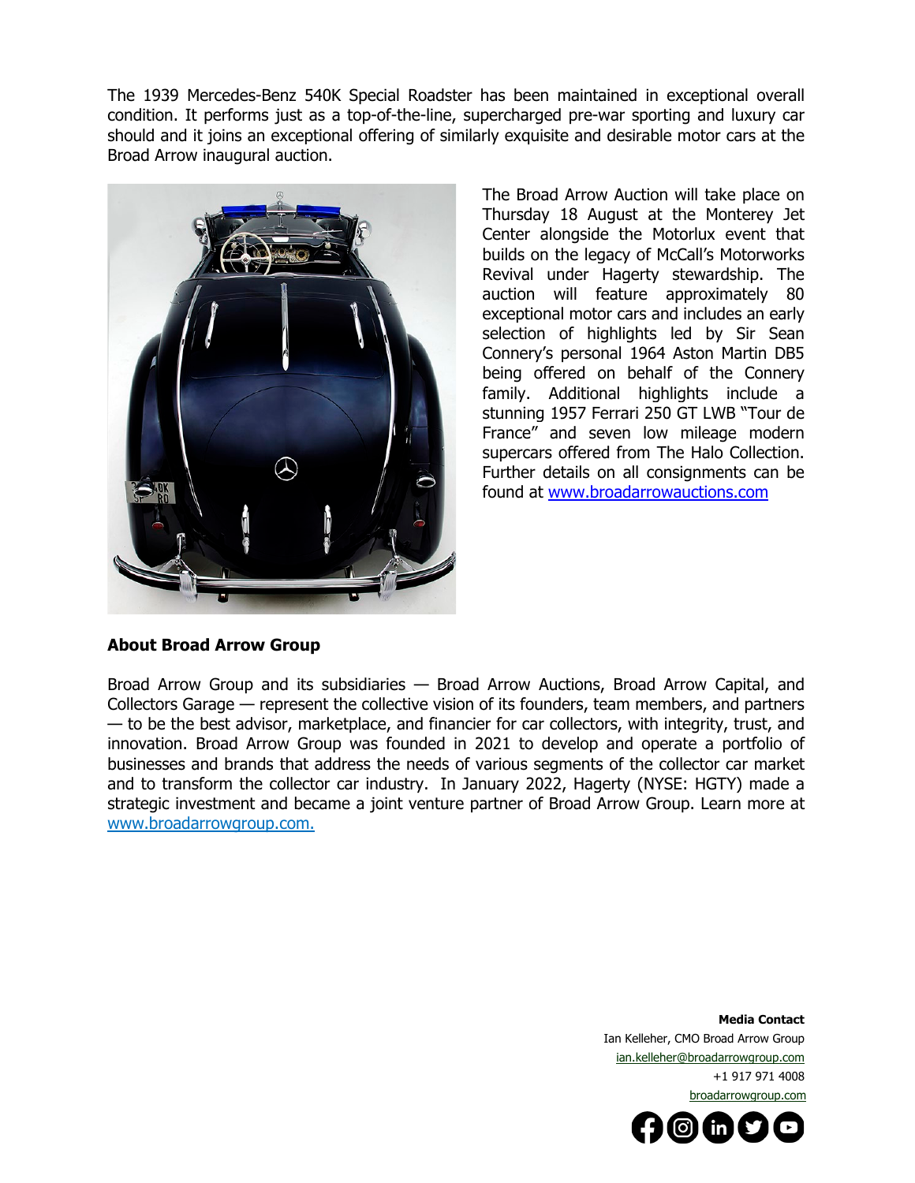The 1939 Mercedes-Benz 540K Special Roadster has been maintained in exceptional overall condition. It performs just as a top-of-the-line, supercharged pre-war sporting and luxury car should and it joins an exceptional offering of similarly exquisite and desirable motor cars at the Broad Arrow inaugural auction.

The Broad Arrow Auction will take place on Thursday 18 August at the Monterey Jet Center alongside the Motorlux event that builds on the legacy of McCall's Motorworks Revival under Hagerty stewardship. The auction will feature approximately 80 exceptional motor cars and includes an early selection of highlights led by Sir Sean Connery's personal 1964 Aston Martin DB5 being offered on behalf of the Connery family. Additional highlights include a stunning 1957 Ferrari 250 GT LWB "Tour de France" and seven low mileage modern supercars offered from The Halo Collection. Further details on all consignments can be found at [www.broadarrowauctions.com](http://www.broadarrowauctions.com)

**About Broad Arrow Group**

Broad Arrow Group and its subsidiaries — Broad Arrow Auctions, Broad Arrow Capital, and Collectors Garage — represent the collective vision of its founders, team members, and partners — to be the best advisor, marketplace, and financier for car collectors, with integrity, trust, and innovation. Broad Arrow Group was founded in 2021 to develop and operate a portfolio of businesses and brands that address the needs of various segments of the collector car market and to transform the collector car industry. In January 2022, Hagerty (NYSE: HGTY) made a strategic investment and became a joint venture partner of Broad Arrow Group. Learn more at [www.broadarrowgroup.com.](http://www.broadarrowgroup.com)

**Media Contact**
Ian Kelleher, CMO Broad Arrow Group
ian.kelleher@broadarrowgroup.com
+1 917 971 4008
broadarrowgroup.com